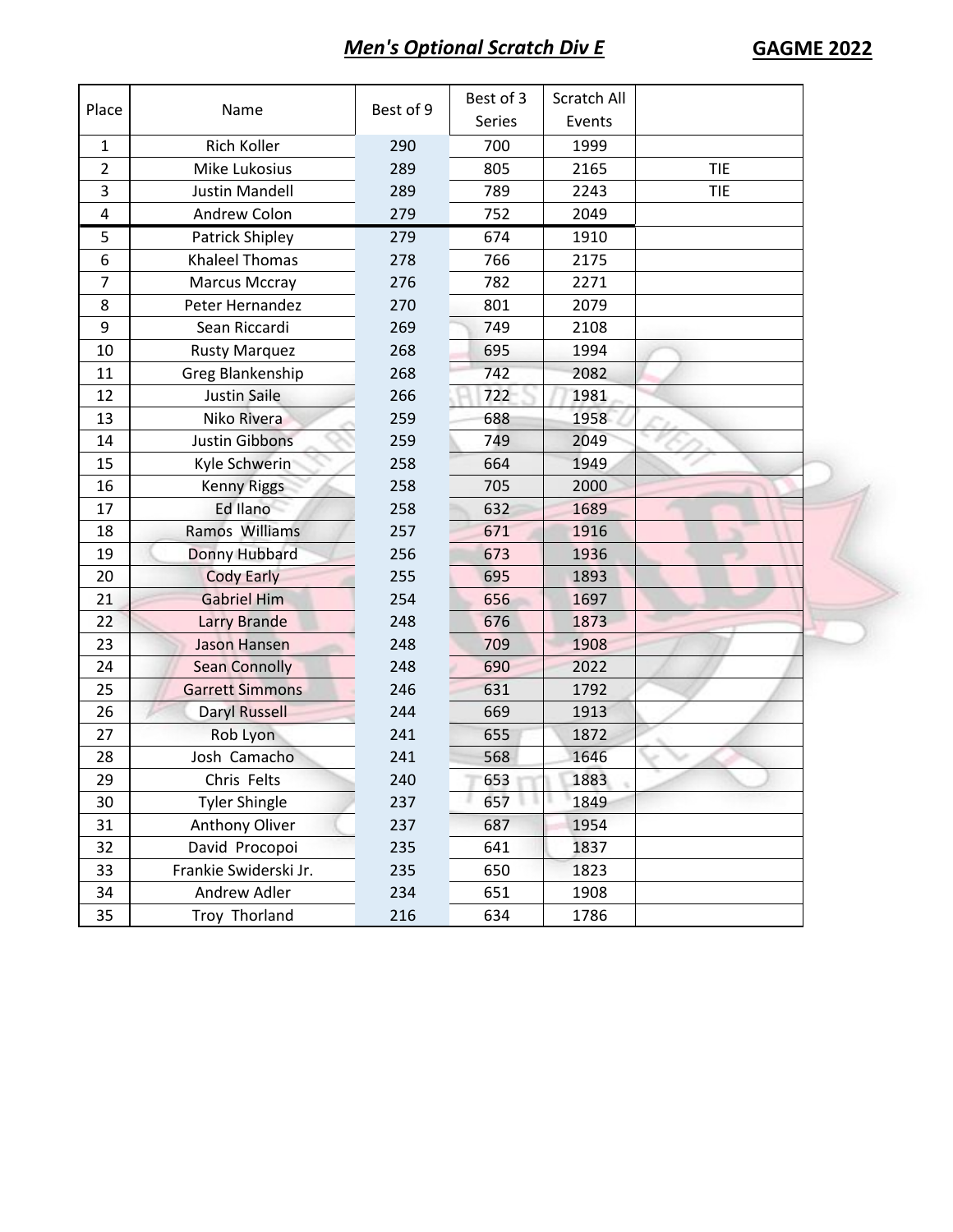## *Men's Optional Scratch Div E*

**GAGME 2022**

| Place | Name | Best of 9 | Best of 3 Series | Scratch All Events | |
|---|---|---|---|---|---|
| 1 | Rich Koller | 290 | 700 | 1999 | |
| 2 | Mike Lukosius | 289 | 805 | 2165 | TIE |
| 3 | Justin Mandell | 289 | 789 | 2243 | TIE |
| 4 | Andrew Colon | 279 | 752 | 2049 | |
| 5 | Patrick Shipley | 279 | 674 | 1910 | |
| 6 | Khaleel Thomas | 278 | 766 | 2175 | |
| 7 | Marcus Mccray | 276 | 782 | 2271 | |
| 8 | Peter Hernandez | 270 | 801 | 2079 | |
| 9 | Sean Riccardi | 269 | 749 | 2108 | |
| 10 | Rusty Marquez | 268 | 695 | 1994 | |
| 11 | Greg Blankenship | 268 | 742 | 2082 | |
| 12 | Justin Saile | 266 | 722 | 1981 | |
| 13 | Niko Rivera | 259 | 688 | 1958 | |
| 14 | Justin Gibbons | 259 | 749 | 2049 | |
| 15 | Kyle Schwerin | 258 | 664 | 1949 | |
| 16 | Kenny Riggs | 258 | 705 | 2000 | |
| 17 | Ed Ilano | 258 | 632 | 1689 | |
| 18 | Ramos Williams | 257 | 671 | 1916 | |
| 19 | Donny Hubbard | 256 | 673 | 1936 | |
| 20 | Cody Early | 255 | 695 | 1893 | |
| 21 | Gabriel Him | 254 | 656 | 1697 | |
| 22 | Larry Brande | 248 | 676 | 1873 | |
| 23 | Jason Hansen | 248 | 709 | 1908 | |
| 24 | Sean Connolly | 248 | 690 | 2022 | |
| 25 | Garrett Simmons | 246 | 631 | 1792 | |
| 26 | Daryl Russell | 244 | 669 | 1913 | |
| 27 | Rob Lyon | 241 | 655 | 1872 | |
| 28 | Josh Camacho | 241 | 568 | 1646 | |
| 29 | Chris Felts | 240 | 653 | 1883 | |
| 30 | Tyler Shingle | 237 | 657 | 1849 | |
| 31 | Anthony Oliver | 237 | 687 | 1954 | |
| 32 | David Procopoi | 235 | 641 | 1837 | |
| 33 | Frankie Swiderski Jr. | 235 | 650 | 1823 | |
| 34 | Andrew Adler | 234 | 651 | 1908 | |
| 35 | Troy Thorland | 216 | 634 | 1786 | |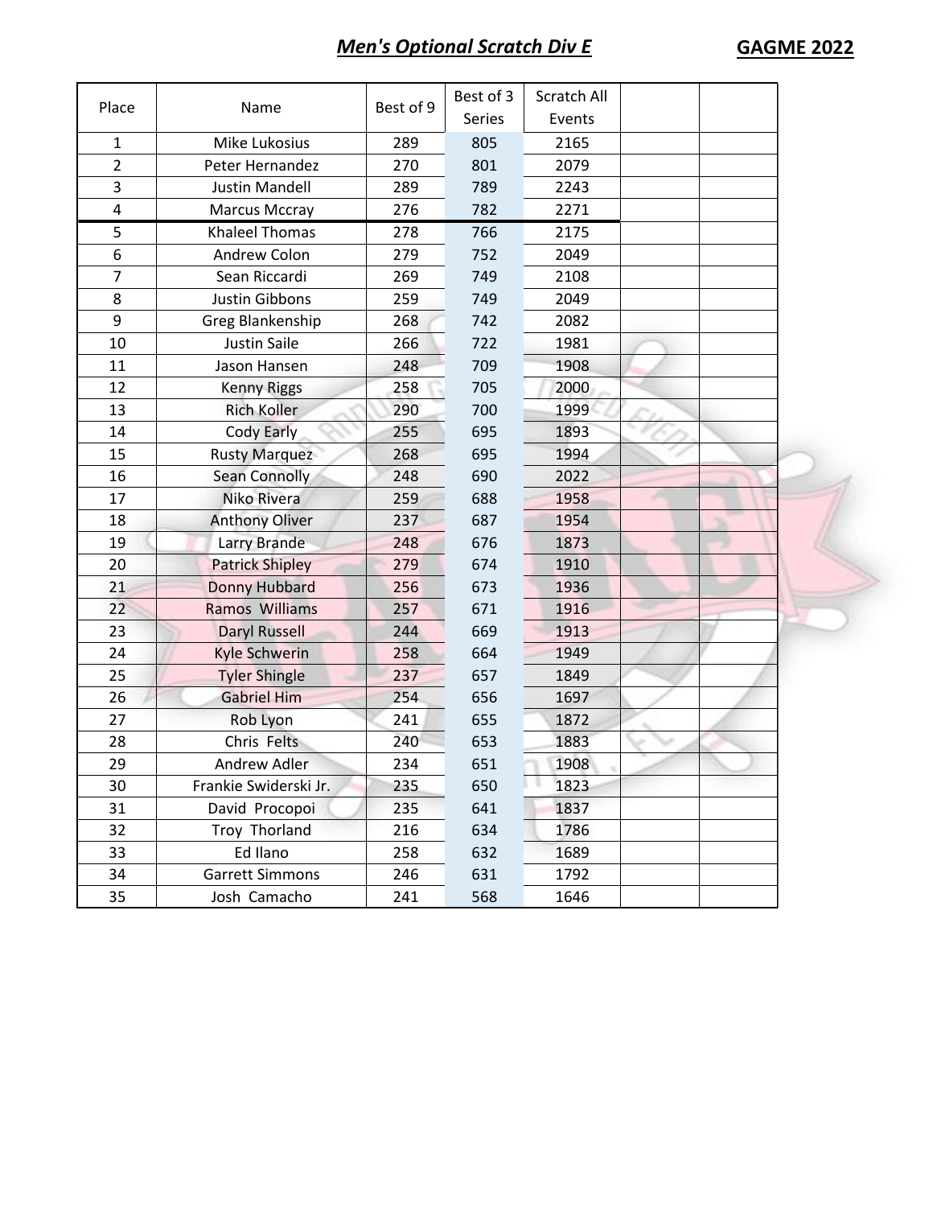## *Men's Optional Scratch Div E*

**GAGME 2022**

| Place | Name | Best of 9 | Best of 3 Series | Scratch All Events | | |
|---|---|---|---|---|---|---|
| 1 | Mike Lukosius | 289 | 805 | 2165 | | |
| 2 | Peter Hernandez | 270 | 801 | 2079 | | |
| 3 | Justin Mandell | 289 | 789 | 2243 | | |
| 4 | Marcus Mccray | 276 | 782 | 2271 | | |
| 5 | Khaleel Thomas | 278 | 766 | 2175 | | |
| 6 | Andrew Colon | 279 | 752 | 2049 | | |
| 7 | Sean Riccardi | 269 | 749 | 2108 | | |
| 8 | Justin Gibbons | 259 | 749 | 2049 | | |
| 9 | Greg Blankenship | 268 | 742 | 2082 | | |
| 10 | Justin Saile | 266 | 722 | 1981 | | |
| 11 | Jason Hansen | 248 | 709 | 1908 | | |
| 12 | Kenny Riggs | 258 | 705 | 2000 | | |
| 13 | Rich Koller | 290 | 700 | 1999 | | |
| 14 | Cody Early | 255 | 695 | 1893 | | |
| 15 | Rusty Marquez | 268 | 695 | 1994 | | |
| 16 | Sean Connolly | 248 | 690 | 2022 | | |
| 17 | Niko Rivera | 259 | 688 | 1958 | | |
| 18 | Anthony Oliver | 237 | 687 | 1954 | | |
| 19 | Larry Brande | 248 | 676 | 1873 | | |
| 20 | Patrick Shipley | 279 | 674 | 1910 | | |
| 21 | Donny Hubbard | 256 | 673 | 1936 | | |
| 22 | Ramos Williams | 257 | 671 | 1916 | | |
| 23 | Daryl Russell | 244 | 669 | 1913 | | |
| 24 | Kyle Schwerin | 258 | 664 | 1949 | | |
| 25 | Tyler Shingle | 237 | 657 | 1849 | | |
| 26 | Gabriel Him | 254 | 656 | 1697 | | |
| 27 | Rob Lyon | 241 | 655 | 1872 | | |
| 28 | Chris Felts | 240 | 653 | 1883 | | |
| 29 | Andrew Adler | 234 | 651 | 1908 | | |
| 30 | Frankie Swiderski Jr. | 235 | 650 | 1823 | | |
| 31 | David Procopoi | 235 | 641 | 1837 | | |
| 32 | Troy Thorland | 216 | 634 | 1786 | | |
| 33 | Ed Ilano | 258 | 632 | 1689 | | |
| 34 | Garrett Simmons | 246 | 631 | 1792 | | |
| 35 | Josh Camacho | 241 | 568 | 1646 | | |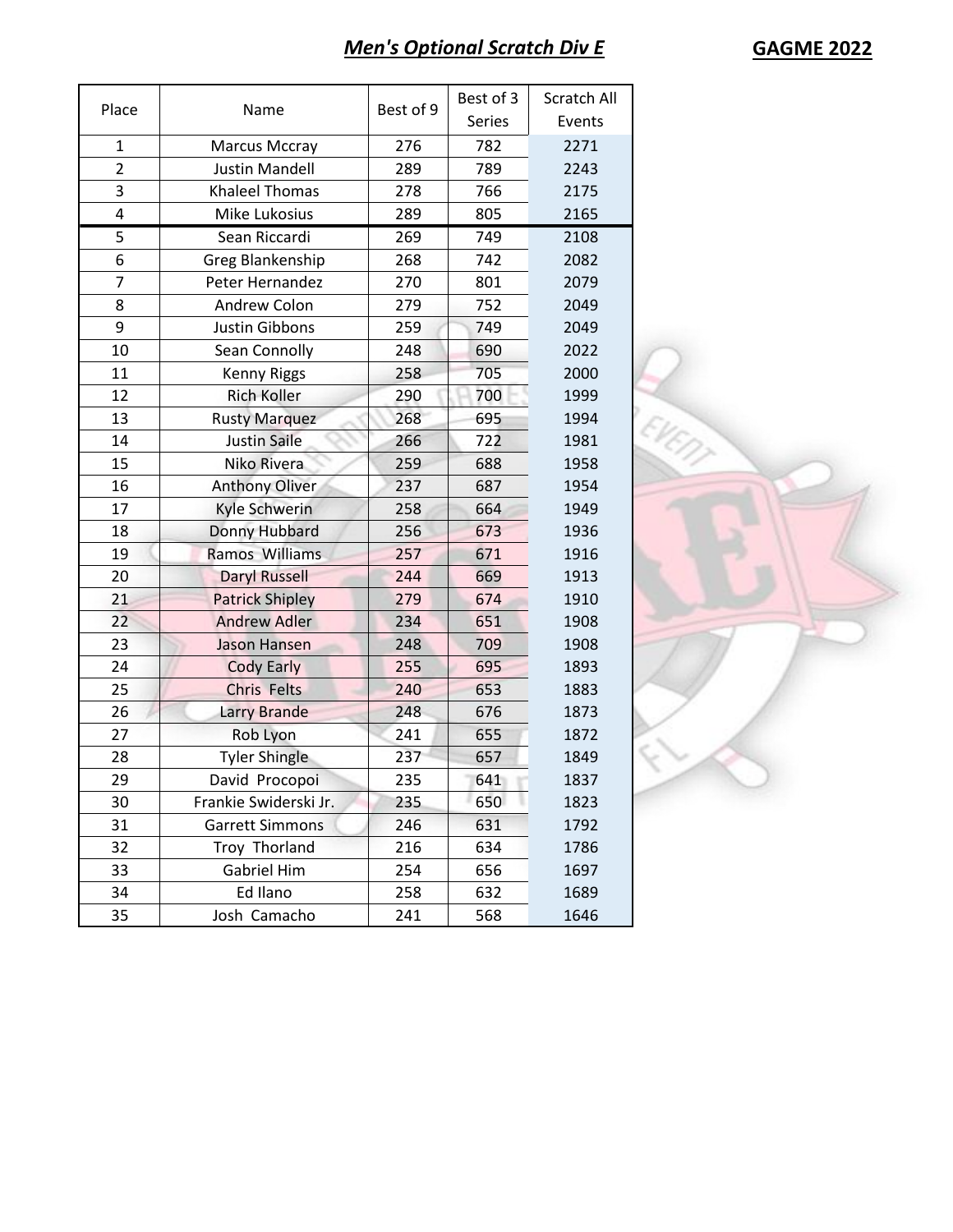## *Men's Optional Scratch Div E*

**GAGME 2022**

| Place | Name | Best of 9 | Best of 3 Series | Scratch All Events |
|---|---|---|---|---|
| 1 | Marcus Mccray | 276 | 782 | 2271 |
| 2 | Justin Mandell | 289 | 789 | 2243 |
| 3 | Khaleel Thomas | 278 | 766 | 2175 |
| 4 | Mike Lukosius | 289 | 805 | 2165 |
| 5 | Sean Riccardi | 269 | 749 | 2108 |
| 6 | Greg Blankenship | 268 | 742 | 2082 |
| 7 | Peter Hernandez | 270 | 801 | 2079 |
| 8 | Andrew Colon | 279 | 752 | 2049 |
| 9 | Justin Gibbons | 259 | 749 | 2049 |
| 10 | Sean Connolly | 248 | 690 | 2022 |
| 11 | Kenny Riggs | 258 | 705 | 2000 |
| 12 | Rich Koller | 290 | 700 | 1999 |
| 13 | Rusty Marquez | 268 | 695 | 1994 |
| 14 | Justin Saile | 266 | 722 | 1981 |
| 15 | Niko Rivera | 259 | 688 | 1958 |
| 16 | Anthony Oliver | 237 | 687 | 1954 |
| 17 | Kyle Schwerin | 258 | 664 | 1949 |
| 18 | Donny Hubbard | 256 | 673 | 1936 |
| 19 | Ramos Williams | 257 | 671 | 1916 |
| 20 | Daryl Russell | 244 | 669 | 1913 |
| 21 | Patrick Shipley | 279 | 674 | 1910 |
| 22 | Andrew Adler | 234 | 651 | 1908 |
| 23 | Jason Hansen | 248 | 709 | 1908 |
| 24 | Cody Early | 255 | 695 | 1893 |
| 25 | Chris Felts | 240 | 653 | 1883 |
| 26 | Larry Brande | 248 | 676 | 1873 |
| 27 | Rob Lyon | 241 | 655 | 1872 |
| 28 | Tyler Shingle | 237 | 657 | 1849 |
| 29 | David Procopoi | 235 | 641 | 1837 |
| 30 | Frankie Swiderski Jr. | 235 | 650 | 1823 |
| 31 | Garrett Simmons | 246 | 631 | 1792 |
| 32 | Troy Thorland | 216 | 634 | 1786 |
| 33 | Gabriel Him | 254 | 656 | 1697 |
| 34 | Ed Ilano | 258 | 632 | 1689 |
| 35 | Josh Camacho | 241 | 568 | 1646 |